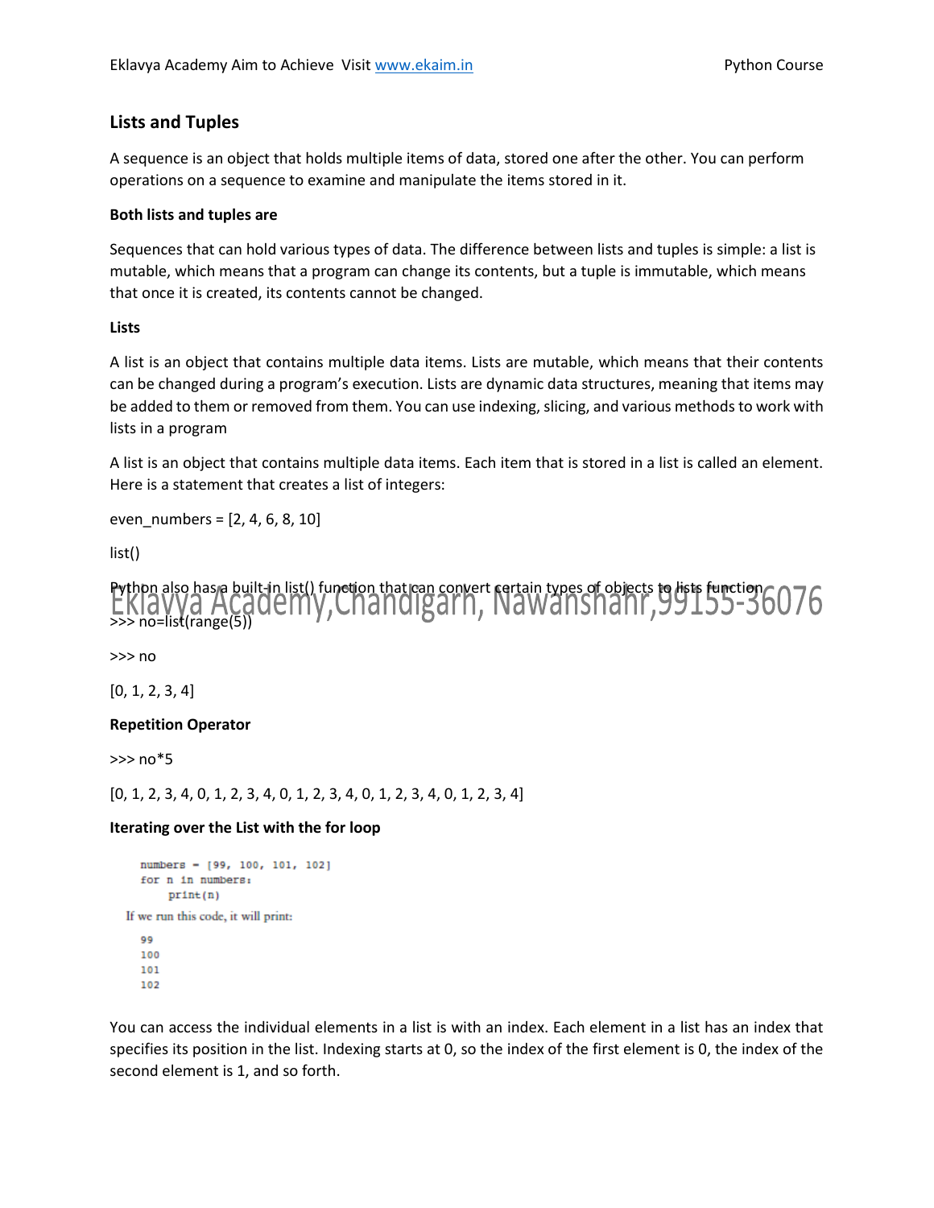## Lists and Tuples

A sequence is an object that holds multiple items of data, stored one after the other. You can perform operations on a sequence to examine and manipulate the items stored in it.

**Both lists and tuples are**

Sequences that can hold various types of data. The difference between lists and tuples is simple: a list is mutable, which means that a program can change its contents, but a tuple is immutable, which means that once it is created, its contents cannot be changed.

**Lists**

A list is an object that contains multiple data items. Lists are mutable, which means that their contents can be changed during a program's execution. Lists are dynamic data structures, meaning that items may be added to them or removed from them. You can use indexing, slicing, and various methods to work with lists in a program

A list is an object that contains multiple data items. Each item that is stored in a list is called an element. Here is a statement that creates a list of integers:

even_numbers = [2, 4, 6, 8, 10]

list()

Python also has a built-in list() function that can convert certain types of objects to lists function

```
>>> no=list(range(5))

>>> no

[0, 1, 2, 3, 4]
```

**Repetition Operator**

```
>>> no*5

[0, 1, 2, 3, 4, 0, 1, 2, 3, 4, 0, 1, 2, 3, 4, 0, 1, 2, 3, 4, 0, 1, 2, 3, 4]
```

**Iterating over the List with the for loop**

```
numbers = [99, 100, 101, 102]
for n in numbers:
    print(n)
```

If we run this code, it will print:

```
99
100
101
102
```

You can access the individual elements in a list is with an index. Each element in a list has an index that specifies its position in the list. Indexing starts at 0, so the index of the first element is 0, the index of the second element is 1, and so forth.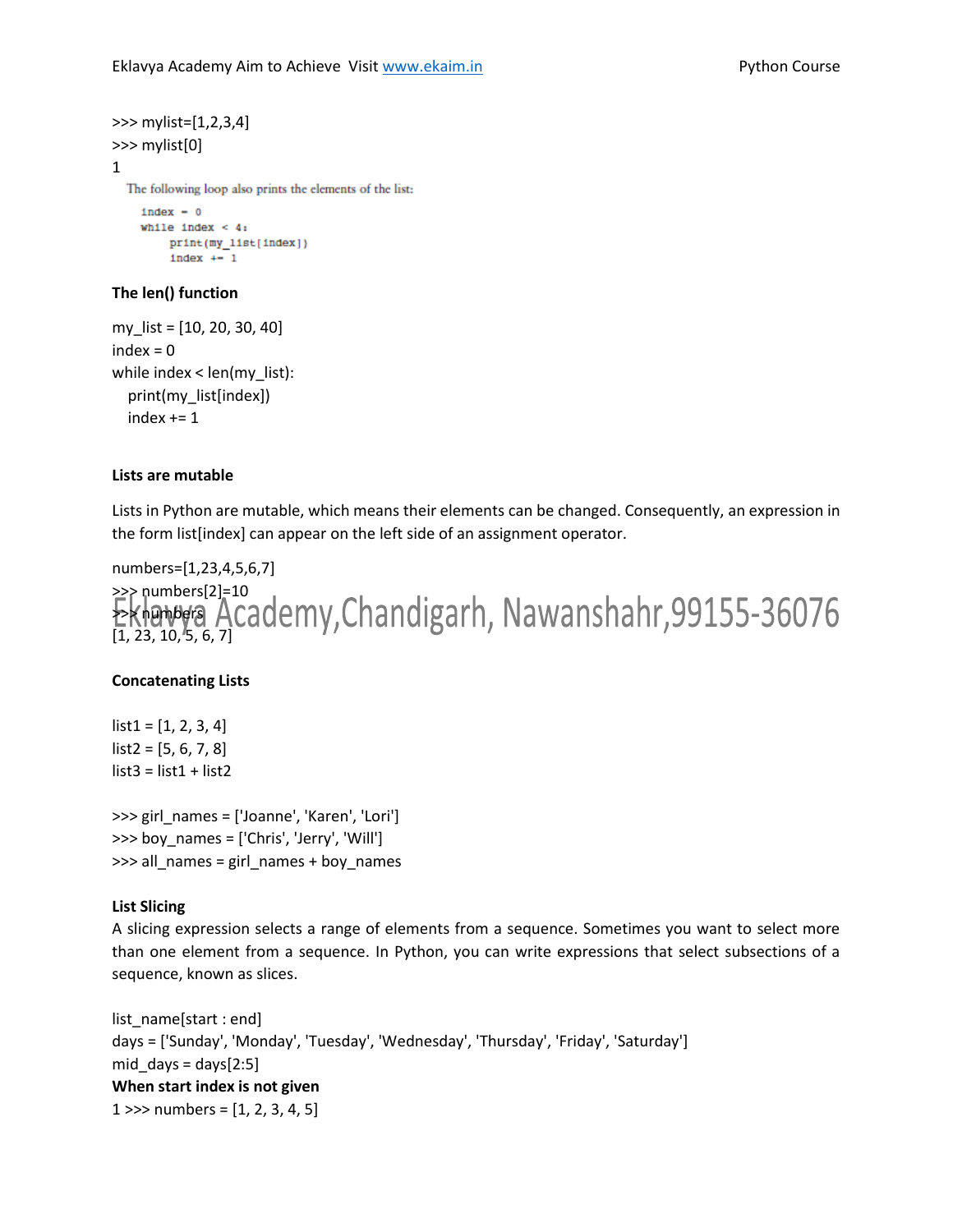>>> mylist=[1,2,3,4]
>>> mylist[0]
1

The following loop also prints the elements of the list:

```
index = 0
while index < 4:
    print(my_list[index])
    index += 1
```

**The len() function**

```
my_list = [10, 20, 30, 40]
index = 0
while index < len(my_list):
   print(my_list[index])
   index += 1
```

**Lists are mutable**

Lists in Python are mutable, which means their elements can be changed. Consequently, an expression in the form list[index] can appear on the left side of an assignment operator.

```
numbers=[1,23,4,5,6,7]
>>> numbers[2]=10
>>> numbers
[1, 23, 10, 5, 6, 7]
```

Eklavya Academy,Chandigarh, Nawanshahr,99155-36076

**Concatenating Lists**

```
list1 = [1, 2, 3, 4]
list2 = [5, 6, 7, 8]
list3 = list1 + list2
```

```
>>> girl_names = ['Joanne', 'Karen', 'Lori']
>>> boy_names = ['Chris', 'Jerry', 'Will']
>>> all_names = girl_names + boy_names
```

**List Slicing**

A slicing expression selects a range of elements from a sequence. Sometimes you want to select more than one element from a sequence. In Python, you can write expressions that select subsections of a sequence, known as slices.

```
list_name[start : end]
days = ['Sunday', 'Monday', 'Tuesday', 'Wednesday', 'Thursday', 'Friday', 'Saturday']
mid_days = days[2:5]
```

**When start index is not given**

1 >>> numbers = [1, 2, 3, 4, 5]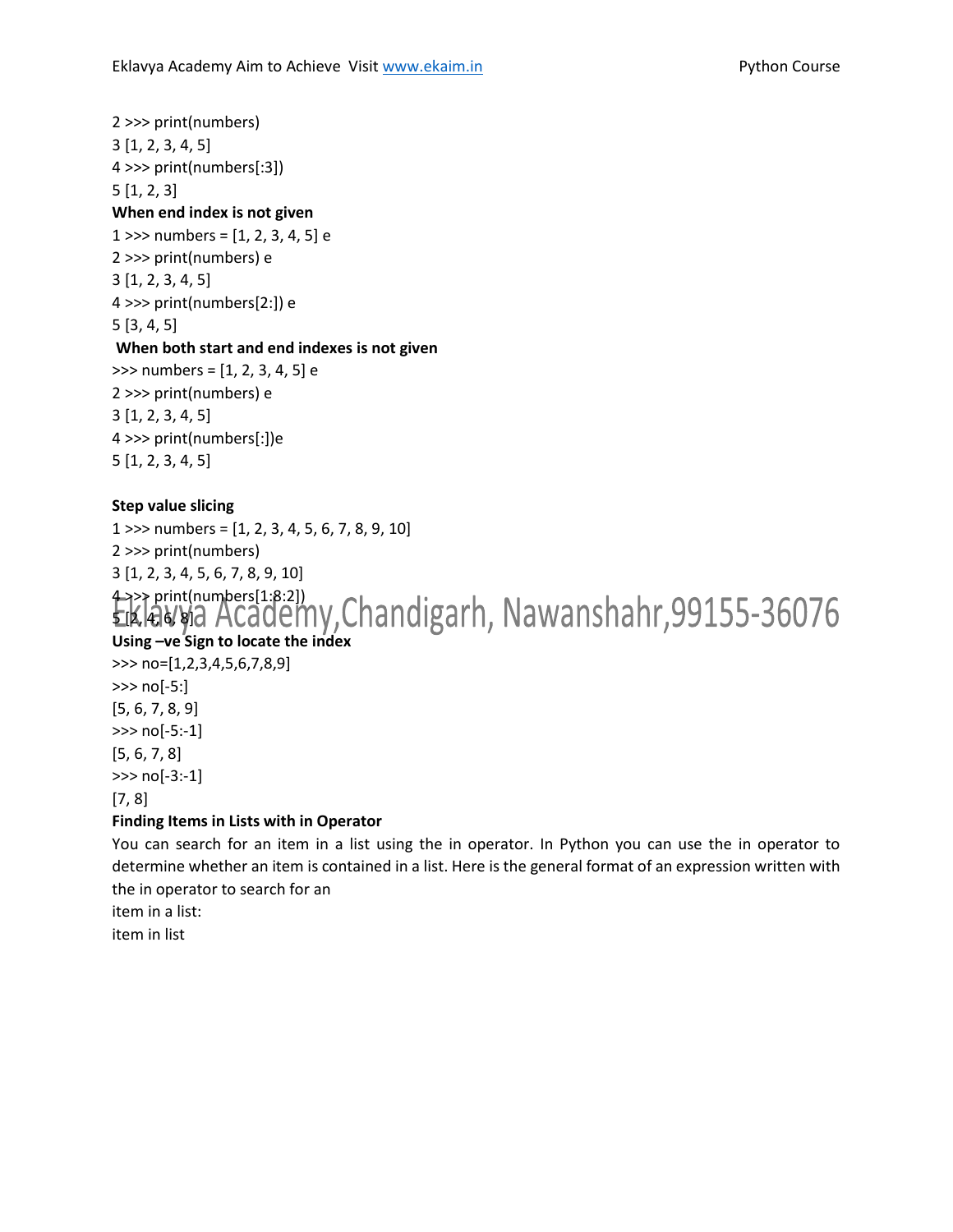2 >>> print(numbers)  
3 [1, 2, 3, 4, 5]  
4 >>> print(numbers[:3])  
5 [1, 2, 3]

**When end index is not given**

1 >>> numbers = [1, 2, 3, 4, 5] e  
2 >>> print(numbers) e  
3 [1, 2, 3, 4, 5]  
4 >>> print(numbers[2:]) e  
5 [3, 4, 5]

**When both start and end indexes is not given**

>>> numbers = [1, 2, 3, 4, 5] e  
2 >>> print(numbers) e  
3 [1, 2, 3, 4, 5]  
4 >>> print(numbers[:])e  
5 [1, 2, 3, 4, 5]

**Step value slicing**

1 >>> numbers = [1, 2, 3, 4, 5, 6, 7, 8, 9, 10]  
2 >>> print(numbers)  
3 [1, 2, 3, 4, 5, 6, 7, 8, 9, 10]  
4 >>> print(numbers[1:8:2])  
5 [2, 4, 6, 8]

Eklavya Academy,Chandigarh, Nawanshahr,99155-36076

**Using –ve Sign to locate the index**

>>> no=[1,2,3,4,5,6,7,8,9]  
>>> no[-5:]  
[5, 6, 7, 8, 9]  
>>> no[-5:-1]  
[5, 6, 7, 8]  
>>> no[-3:-1]  
[7, 8]

**Finding Items in Lists with in Operator**

You can search for an item in a list using the in operator. In Python you can use the in operator to determine whether an item is contained in a list. Here is the general format of an expression written with the in operator to search for an item in a list:

item in list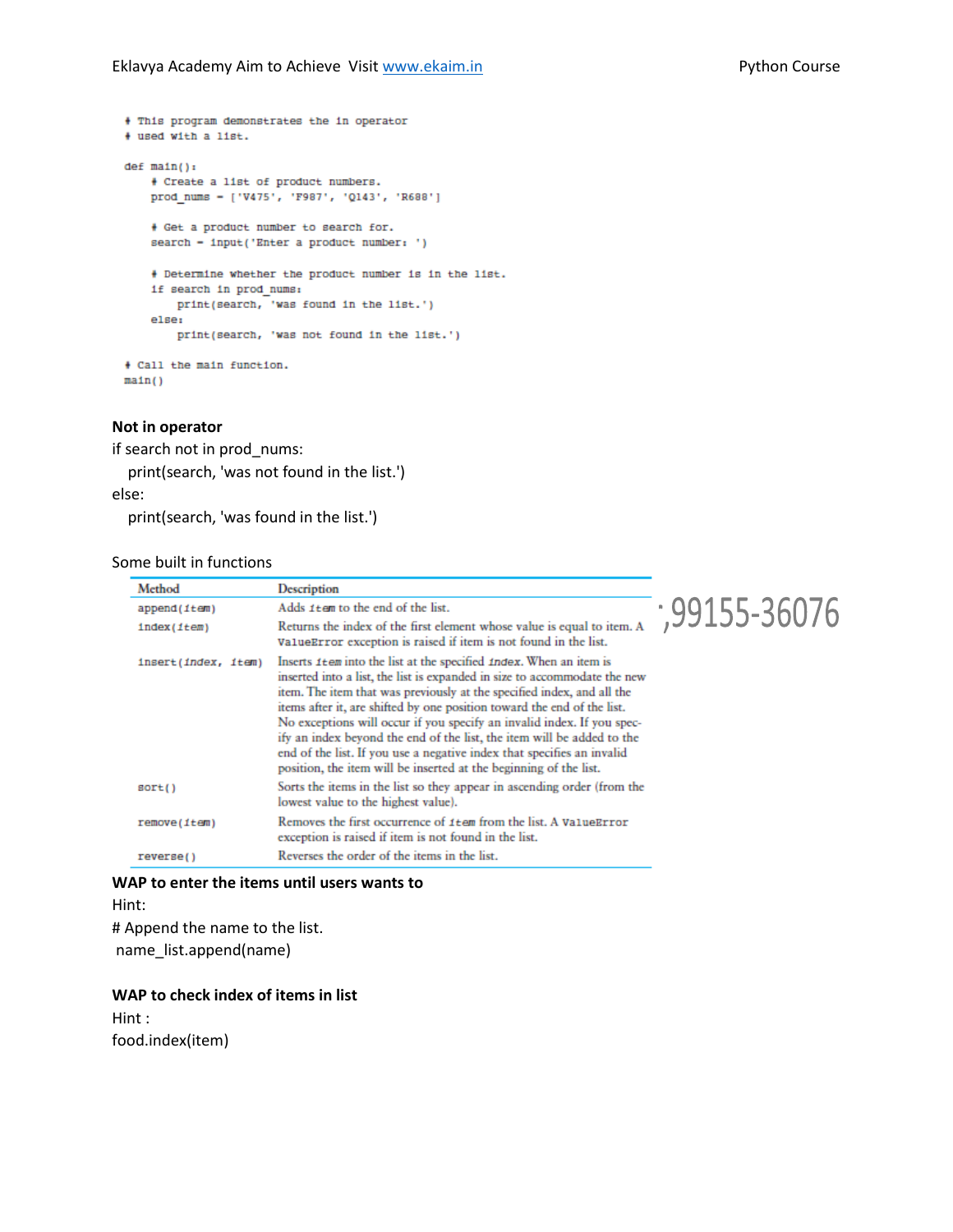```python
# This program demonstrates the in operator
# used with a list.

def main():
    # Create a list of product numbers.
    prod_nums = ['V475', 'F987', 'Q143', 'R688']

    # Get a product number to search for.
    search = input('Enter a product number: ')

    # Determine whether the product number is in the list.
    if search in prod_nums:
        print(search, 'was found in the list.')
    else:
        print(search, 'was not found in the list.')

# Call the main function.
main()
```

**Not in operator**

```python
if search not in prod_nums:
    print(search, 'was not found in the list.')
else:
    print(search, 'was found in the list.')
```

Some built in functions

| Method | Description |
|---|---|
| `append(item)` | Adds *item* to the end of the list. |
| `index(item)` | Returns the index of the first element whose value is equal to item. A `ValueError` exception is raised if item is not found in the list. |
| `insert(index, item)` | Inserts *item* into the list at the specified *index*. When an item is inserted into a list, the list is expanded in size to accommodate the new item. The item that was previously at the specified index, and all the items after it, are shifted by one position toward the end of the list. No exceptions will occur if you specify an invalid index. If you specify an index beyond the end of the list, the item will be added to the end of the list. If you use a negative index that specifies an invalid position, the item will be inserted at the beginning of the list. |
| `sort()` | Sorts the items in the list so they appear in ascending order (from the lowest value to the highest value). |
| `remove(item)` | Removes the first occurrence of *item* from the list. A `ValueError` exception is raised if item is not found in the list. |
| `reverse()` | Reverses the order of the items in the list. |

**WAP to enter the items until users wants to**

Hint:

```python
# Append the name to the list.
name_list.append(name)
```

**WAP to check index of items in list**

Hint :

```python
food.index(item)
```